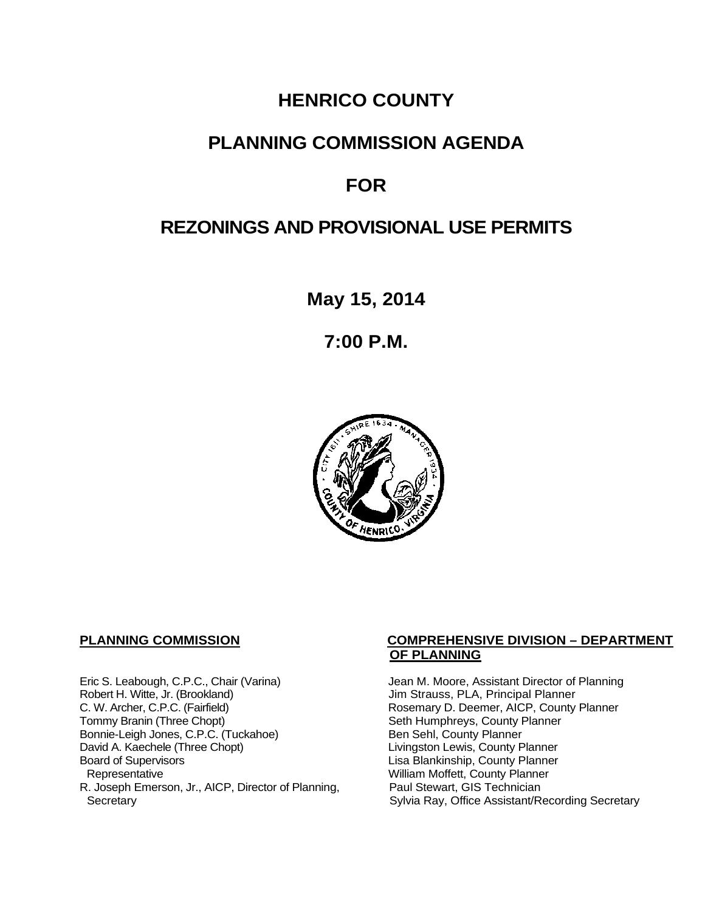# HENRICO COUNTY

## PLANNING COMMISSION AGENDA

## FOR

## REZONINGS AND PROVISIONAL USE PERMITS

**May 15, 2014**

**7:00 P.M.**

**PLANNING COMMISSION**

Eric S. Leabough, C.P.C., Chair (Varina)
Robert H. Witte, Jr. (Brookland)
C. W. Archer, C.P.C. (Fairfield)
Tommy Branin (Three Chopt)
Bonnie-Leigh Jones, C.P.C. (Tuckahoe)
David A. Kaechele (Three Chopt)
Board of Supervisors
  Representative
R. Joseph Emerson, Jr., AICP, Director of Planning,
  Secretary

**COMPREHENSIVE DIVISION – DEPARTMENT OF PLANNING**

Jean M. Moore, Assistant Director of Planning
Jim Strauss, PLA, Principal Planner
Rosemary D. Deemer, AICP, County Planner
Seth Humphreys, County Planner
Ben Sehl, County Planner
Livingston Lewis, County Planner
Lisa Blankinship, County Planner
William Moffett, County Planner
Paul Stewart, GIS Technician
Sylvia Ray, Office Assistant/Recording Secretary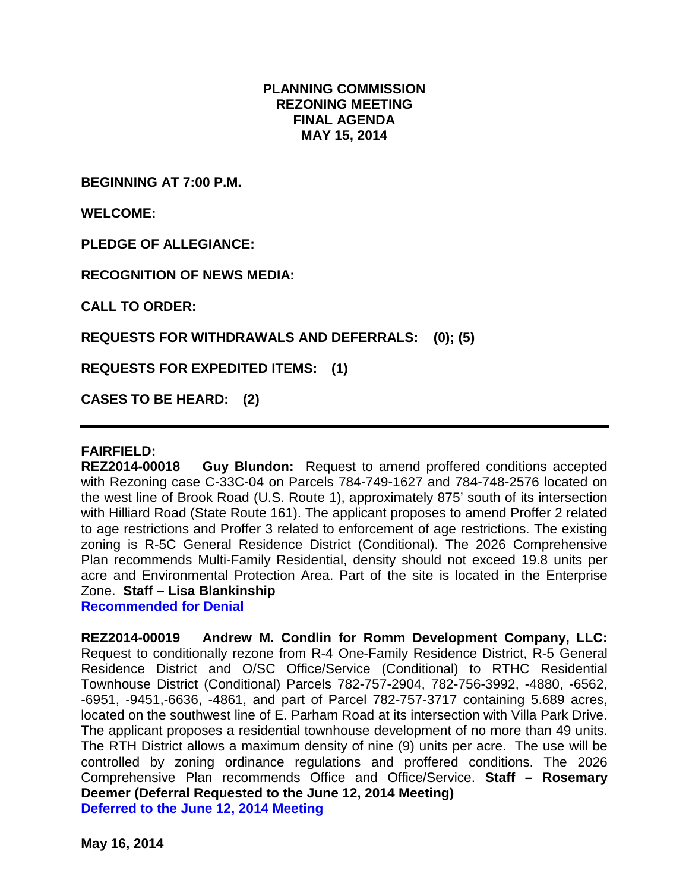# PLANNING COMMISSION
# REZONING MEETING
# FINAL AGENDA
# MAY 15, 2014

**BEGINNING AT 7:00 P.M.**

**WELCOME:**

**PLEDGE OF ALLEGIANCE:**

**RECOGNITION OF NEWS MEDIA:**

**CALL TO ORDER:**

**REQUESTS FOR WITHDRAWALS AND DEFERRALS: (0); (5)**

**REQUESTS FOR EXPEDITED ITEMS: (1)**

**CASES TO BE HEARD: (2)**

---

**FAIRFIELD:**

**REZ2014-00018 Guy Blundon:** Request to amend proffered conditions accepted with Rezoning case C-33C-04 on Parcels 784-749-1627 and 784-748-2576 located on the west line of Brook Road (U.S. Route 1), approximately 875' south of its intersection with Hilliard Road (State Route 161). The applicant proposes to amend Proffer 2 related to age restrictions and Proffer 3 related to enforcement of age restrictions. The existing zoning is R-5C General Residence District (Conditional). The 2026 Comprehensive Plan recommends Multi-Family Residential, density should not exceed 19.8 units per acre and Environmental Protection Area. Part of the site is located in the Enterprise Zone. **Staff – Lisa Blankinship**
**Recommended for Denial**

**REZ2014-00019 Andrew M. Condlin for Romm Development Company, LLC:** Request to conditionally rezone from R-4 One-Family Residence District, R-5 General Residence District and O/SC Office/Service (Conditional) to RTHC Residential Townhouse District (Conditional) Parcels 782-757-2904, 782-756-3992, -4880, -6562, -6951, -9451,-6636, -4861, and part of Parcel 782-757-3717 containing 5.689 acres, located on the southwest line of E. Parham Road at its intersection with Villa Park Drive. The applicant proposes a residential townhouse development of no more than 49 units. The RTH District allows a maximum density of nine (9) units per acre. The use will be controlled by zoning ordinance regulations and proffered conditions. The 2026 Comprehensive Plan recommends Office and Office/Service. **Staff – Rosemary Deemer (Deferral Requested to the June 12, 2014 Meeting)**
**Deferred to the June 12, 2014 Meeting**

**May 16, 2014**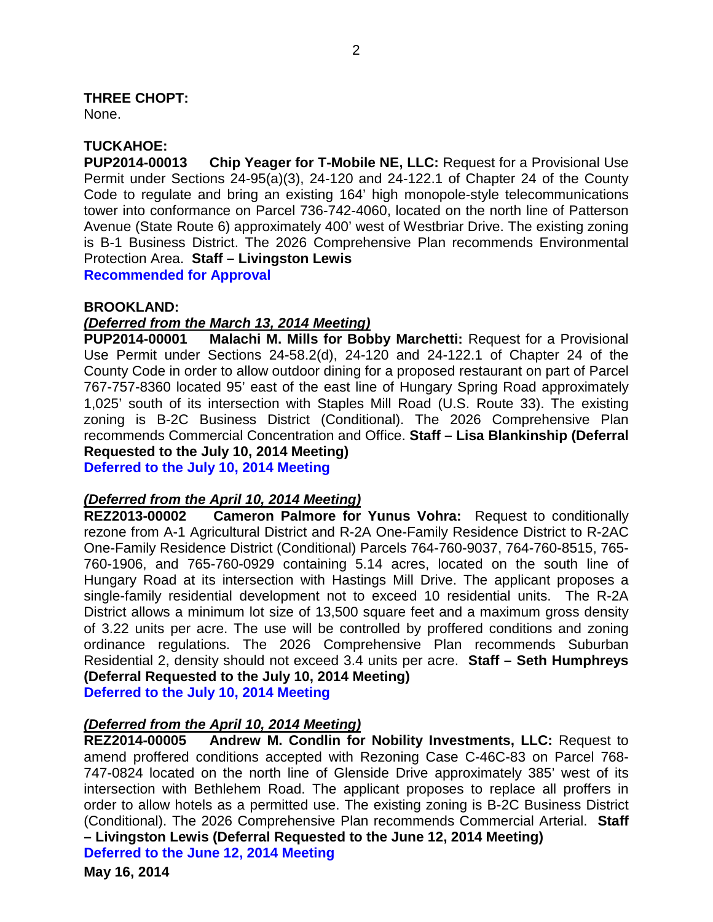**THREE CHOPT:**
None.

**TUCKAHOE:**
**PUP2014-00013 Chip Yeager for T-Mobile NE, LLC:** Request for a Provisional Use Permit under Sections 24-95(a)(3), 24-120 and 24-122.1 of Chapter 24 of the County Code to regulate and bring an existing 164' high monopole-style telecommunications tower into conformance on Parcel 736-742-4060, located on the north line of Patterson Avenue (State Route 6) approximately 400' west of Westbriar Drive. The existing zoning is B-1 Business District. The 2026 Comprehensive Plan recommends Environmental Protection Area. **Staff – Livingston Lewis**
**Recommended for Approval**

**BROOKLAND:**
***(Deferred from the March 13, 2014 Meeting)***
**PUP2014-00001 Malachi M. Mills for Bobby Marchetti:** Request for a Provisional Use Permit under Sections 24-58.2(d), 24-120 and 24-122.1 of Chapter 24 of the County Code in order to allow outdoor dining for a proposed restaurant on part of Parcel 767-757-8360 located 95' east of the east line of Hungary Spring Road approximately 1,025' south of its intersection with Staples Mill Road (U.S. Route 33). The existing zoning is B-2C Business District (Conditional). The 2026 Comprehensive Plan recommends Commercial Concentration and Office. **Staff – Lisa Blankinship (Deferral Requested to the July 10, 2014 Meeting)**
**Deferred to the July 10, 2014 Meeting**

***(Deferred from the April 10, 2014 Meeting)***
**REZ2013-00002 Cameron Palmore for Yunus Vohra:** Request to conditionally rezone from A-1 Agricultural District and R-2A One-Family Residence District to R-2AC One-Family Residence District (Conditional) Parcels 764-760-9037, 764-760-8515, 765-760-1906, and 765-760-0929 containing 5.14 acres, located on the south line of Hungary Road at its intersection with Hastings Mill Drive. The applicant proposes a single-family residential development not to exceed 10 residential units. The R-2A District allows a minimum lot size of 13,500 square feet and a maximum gross density of 3.22 units per acre. The use will be controlled by proffered conditions and zoning ordinance regulations. The 2026 Comprehensive Plan recommends Suburban Residential 2, density should not exceed 3.4 units per acre. **Staff – Seth Humphreys (Deferral Requested to the July 10, 2014 Meeting)**
**Deferred to the July 10, 2014 Meeting**

***(Deferred from the April 10, 2014 Meeting)***
**REZ2014-00005 Andrew M. Condlin for Nobility Investments, LLC:** Request to amend proffered conditions accepted with Rezoning Case C-46C-83 on Parcel 768-747-0824 located on the north line of Glenside Drive approximately 385' west of its intersection with Bethlehem Road. The applicant proposes to replace all proffers in order to allow hotels as a permitted use. The existing zoning is B-2C Business District (Conditional). The 2026 Comprehensive Plan recommends Commercial Arterial. **Staff – Livingston Lewis (Deferral Requested to the June 12, 2014 Meeting)**
**Deferred to the June 12, 2014 Meeting**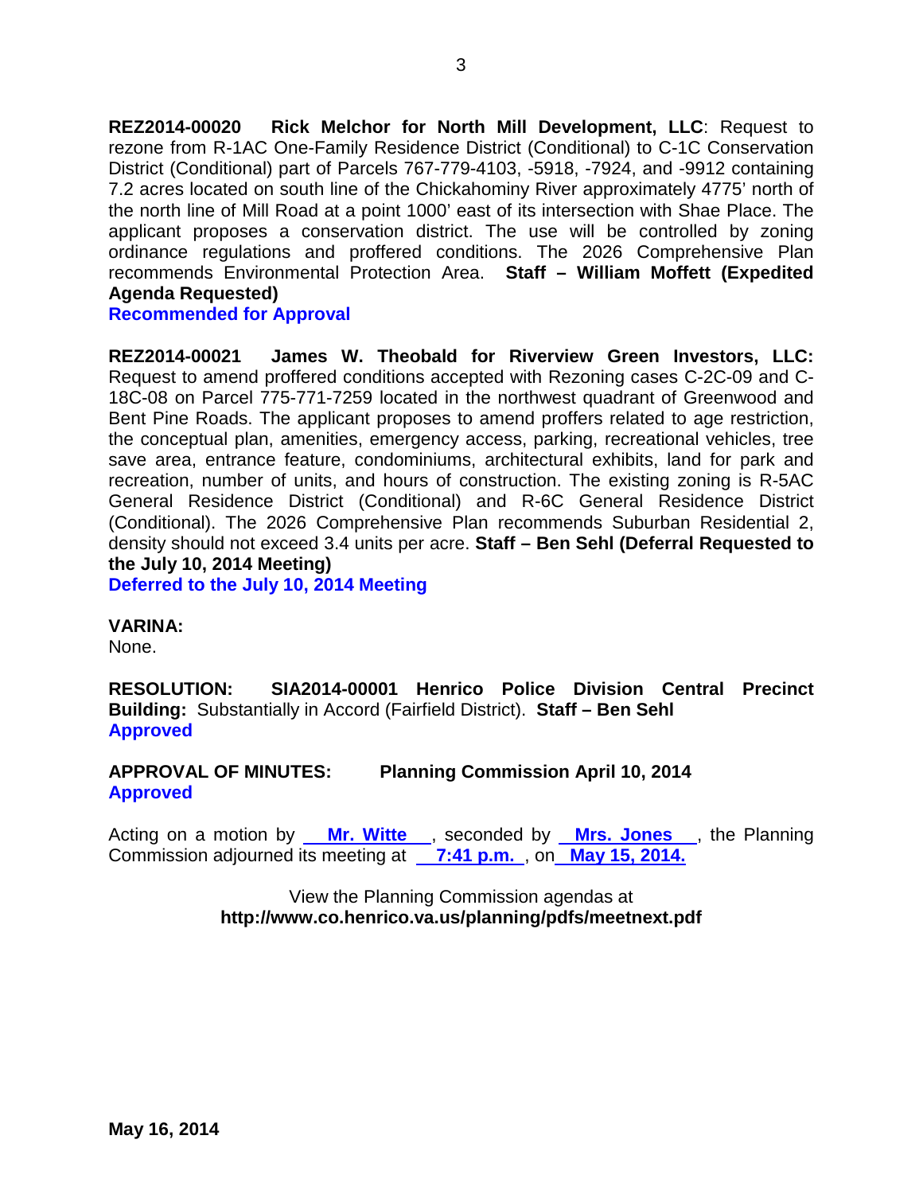**REZ2014-00020 Rick Melchor for North Mill Development, LLC**: Request to rezone from R-1AC One-Family Residence District (Conditional) to C-1C Conservation District (Conditional) part of Parcels 767-779-4103, -5918, -7924, and -9912 containing 7.2 acres located on south line of the Chickahominy River approximately 4775' north of the north line of Mill Road at a point 1000' east of its intersection with Shae Place. The applicant proposes a conservation district. The use will be controlled by zoning ordinance regulations and proffered conditions. The 2026 Comprehensive Plan recommends Environmental Protection Area. **Staff – William Moffett (Expedited Agenda Requested)**
**Recommended for Approval**

**REZ2014-00021 James W. Theobald for Riverview Green Investors, LLC:** Request to amend proffered conditions accepted with Rezoning cases C-2C-09 and C-18C-08 on Parcel 775-771-7259 located in the northwest quadrant of Greenwood and Bent Pine Roads. The applicant proposes to amend proffers related to age restriction, the conceptual plan, amenities, emergency access, parking, recreational vehicles, tree save area, entrance feature, condominiums, architectural exhibits, land for park and recreation, number of units, and hours of construction. The existing zoning is R-5AC General Residence District (Conditional) and R-6C General Residence District (Conditional). The 2026 Comprehensive Plan recommends Suburban Residential 2, density should not exceed 3.4 units per acre. **Staff – Ben Sehl (Deferral Requested to the July 10, 2014 Meeting)**
**Deferred to the July 10, 2014 Meeting**

**VARINA:**
None.

**RESOLUTION: SIA2014-00001 Henrico Police Division Central Precinct Building:** Substantially in Accord (Fairfield District). **Staff – Ben Sehl**
**Approved**

**APPROVAL OF MINUTES: Planning Commission April 10, 2014**
**Approved**

Acting on a motion by **Mr. Witte**, seconded by **Mrs. Jones**, the Planning Commission adjourned its meeting at **7:41 p.m.**, on **May 15, 2014.**

View the Planning Commission agendas at
**http://www.co.henrico.va.us/planning/pdfs/meetnext.pdf**

**May 16, 2014**